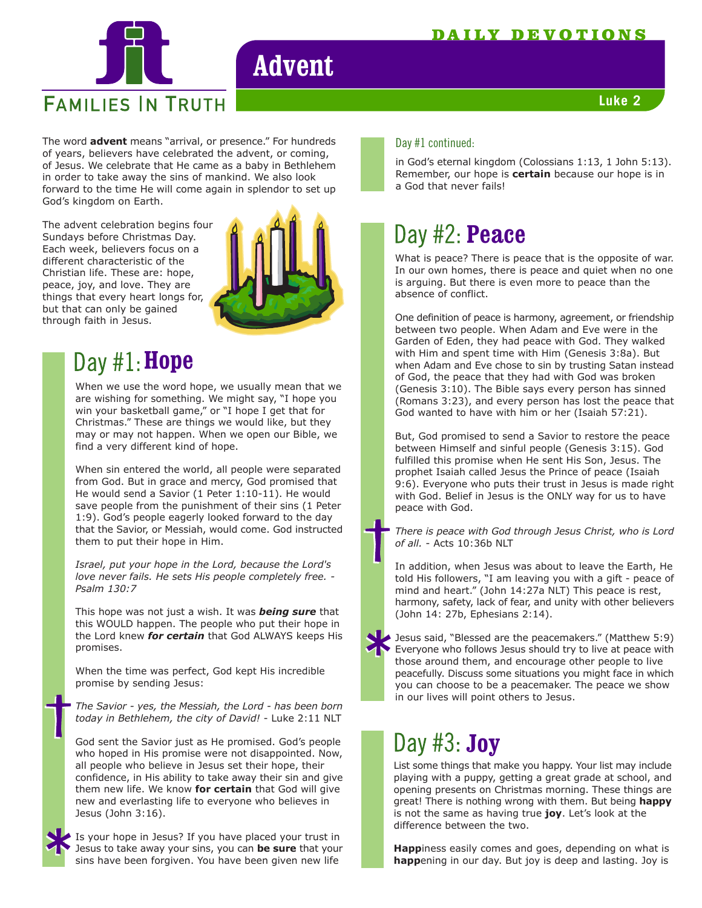DAILY DEVOTIONS

# Advent

Luke 2

The word **advent** means "arrival, or presence." For hundreds of years, believers have celebrated the advent, or coming, of Jesus. We celebrate that He came as a baby in Bethlehem in order to take away the sins of mankind. We also look forward to the time He will come again in splendor to set up God's kingdom on Earth.

The advent celebration begins four Sundays before Christmas Day. Each week, believers focus on a different characteristic of the Christian life. These are: hope, peace, joy, and love. They are things that every heart longs for, but that can only be gained through faith in Jesus.

## Day #1: **Hope**

When we use the word hope, we usually mean that we are wishing for something. We might say, "I hope you win your basketball game," or "I hope I get that for Christmas." These are things we would like, but they may or may not happen. When we open our Bible, we find a very different kind of hope.

When sin entered the world, all people were separated from God. But in grace and mercy, God promised that He would send a Savior (1 Peter 1:10-11). He would save people from the punishment of their sins (1 Peter 1:9). God's people eagerly looked forward to the day that the Savior, or Messiah, would come. God instructed them to put their hope in Him.

*Israel, put your hope in the Lord, because the Lord's love never fails. He sets His people completely free. - Psalm 130:7*

This hope was not just a wish. It was ***being sure*** that this WOULD happen. The people who put their hope in the Lord knew ***for certain*** that God ALWAYS keeps His promises.

When the time was perfect, God kept His incredible promise by sending Jesus:

*The Savior - yes, the Messiah, the Lord - has been born today in Bethlehem, the city of David!* - Luke 2:11 NLT

God sent the Savior just as He promised. God's people who hoped in His promise were not disappointed. Now, all people who believe in Jesus set their hope, their confidence, in His ability to take away their sin and give them new life. We know **for certain** that God will give new and everlasting life to everyone who believes in Jesus (John 3:16).

Is your hope in Jesus? If you have placed your trust in Jesus to take away your sins, you can **be sure** that your sins have been forgiven. You have been given new life

Day #1 continued:

in God's eternal kingdom (Colossians 1:13, 1 John 5:13). Remember, our hope is **certain** because our hope is in a God that never fails!

## Day #2: **Peace**

What is peace? There is peace that is the opposite of war. In our own homes, there is peace and quiet when no one is arguing. But there is even more to peace than the absence of conflict.

One definition of peace is harmony, agreement, or friendship between two people. When Adam and Eve were in the Garden of Eden, they had peace with God. They walked with Him and spent time with Him (Genesis 3:8a). But when Adam and Eve chose to sin by trusting Satan instead of God, the peace that they had with God was broken (Genesis 3:10). The Bible says every person has sinned (Romans 3:23), and every person has lost the peace that God wanted to have with him or her (Isaiah 57:21).

But, God promised to send a Savior to restore the peace between Himself and sinful people (Genesis 3:15). God fulfilled this promise when He sent His Son, Jesus. The prophet Isaiah called Jesus the Prince of peace (Isaiah 9:6). Everyone who puts their trust in Jesus is made right with God. Belief in Jesus is the ONLY way for us to have peace with God.

*There is peace with God through Jesus Christ, who is Lord of all.* - Acts 10:36b NLT

In addition, when Jesus was about to leave the Earth, He told His followers, "I am leaving you with a gift - peace of mind and heart." (John 14:27a NLT) This peace is rest, harmony, safety, lack of fear, and unity with other believers (John 14: 27b, Ephesians 2:14).

Jesus said, "Blessed are the peacemakers." (Matthew 5:9) Everyone who follows Jesus should try to live at peace with those around them, and encourage other people to live peacefully. Discuss some situations you might face in which you can choose to be a peacemaker. The peace we show in our lives will point others to Jesus.

## Day #3: **Joy**

List some things that make you happy. Your list may include playing with a puppy, getting a great grade at school, and opening presents on Christmas morning. These things are great! There is nothing wrong with them. But being **happy** is not the same as having true **joy**. Let's look at the difference between the two.

**Happ**iness easily comes and goes, depending on what is **happ**ening in our day. But joy is deep and lasting. Joy is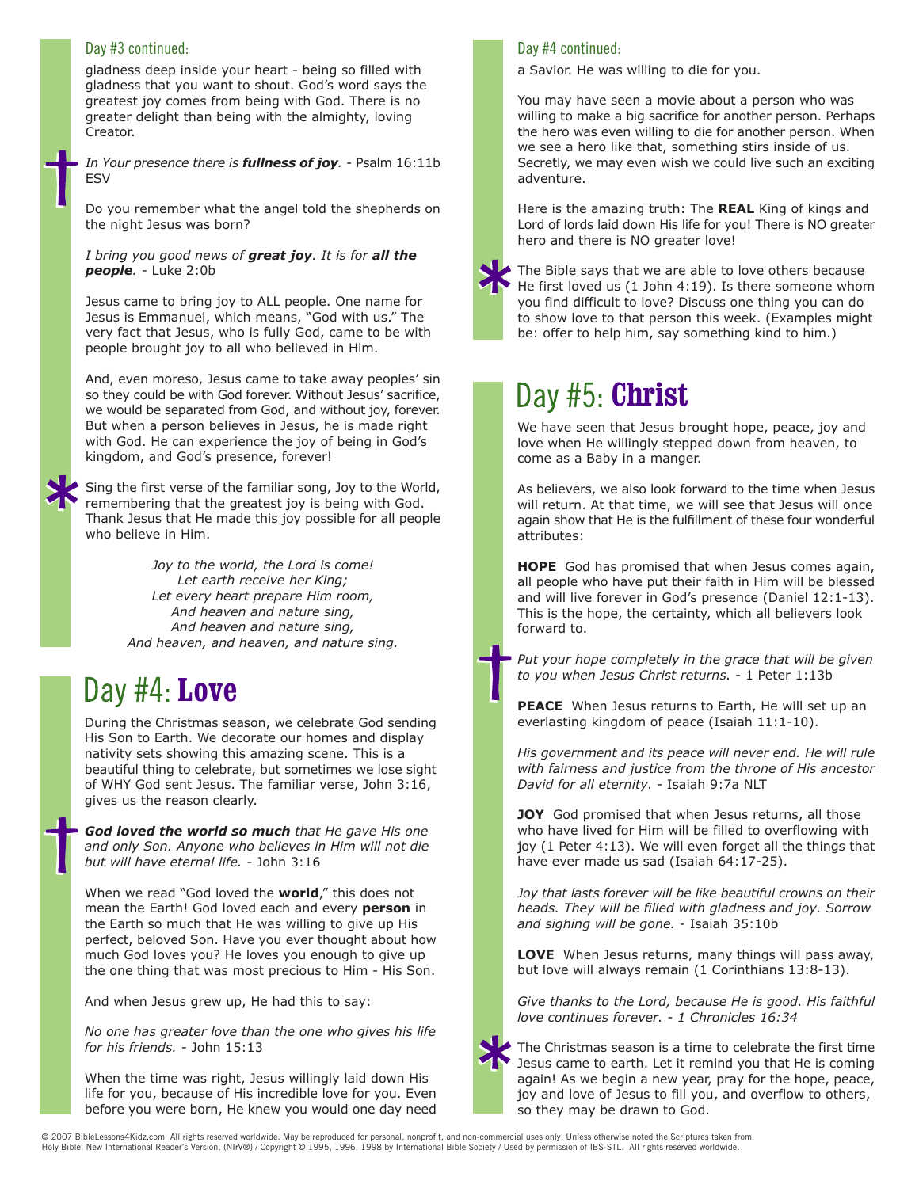Day #3 continued:

gladness deep inside your heart - being so filled with gladness that you want to shout. God's word says the greatest joy comes from being with God. There is no greater delight than being with the almighty, loving Creator.

*In Your presence there is **fullness of joy**.* - Psalm 16:11b ESV

Do you remember what the angel told the shepherds on the night Jesus was born?

*I bring you good news of **great joy**. It is for **all the people**.* - Luke 2:0b

Jesus came to bring joy to ALL people. One name for Jesus is Emmanuel, which means, "God with us." The very fact that Jesus, who is fully God, came to be with people brought joy to all who believed in Him.

And, even moreso, Jesus came to take away peoples' sin so they could be with God forever. Without Jesus' sacrifice, we would be separated from God, and without joy, forever. But when a person believes in Jesus, he is made right with God. He can experience the joy of being in God's kingdom, and God's presence, forever!

Sing the first verse of the familiar song, Joy to the World, remembering that the greatest joy is being with God. Thank Jesus that He made this joy possible for all people who believe in Him.

*Joy to the world, the Lord is come!*
*Let earth receive her King;*
*Let every heart prepare Him room,*
*And heaven and nature sing,*
*And heaven and nature sing,*
*And heaven, and heaven, and nature sing.*

# Day #4: Love

During the Christmas season, we celebrate God sending His Son to Earth. We decorate our homes and display nativity sets showing this amazing scene. This is a beautiful thing to celebrate, but sometimes we lose sight of WHY God sent Jesus. The familiar verse, John 3:16, gives us the reason clearly.

***God loved the world so much** that He gave His one and only Son. Anyone who believes in Him will not die but will have eternal life.* - John 3:16

When we read "God loved the **world**," this does not mean the Earth! God loved each and every **person** in the Earth so much that He was willing to give up His perfect, beloved Son. Have you ever thought about how much God loves you? He loves you enough to give up the one thing that was most precious to Him - His Son.

And when Jesus grew up, He had this to say:

*No one has greater love than the one who gives his life for his friends.* - John 15:13

When the time was right, Jesus willingly laid down His life for you, because of His incredible love for you. Even before you were born, He knew you would one day need a Savior. He was willing to die for you.

You may have seen a movie about a person who was willing to make a big sacrifice for another person. Perhaps the hero was even willing to die for another person. When we see a hero like that, something stirs inside of us. Secretly, we may even wish we could live such an exciting adventure.

Here is the amazing truth: The **REAL** King of kings and Lord of lords laid down His life for you! There is NO greater hero and there is NO greater love!

The Bible says that we are able to love others because He first loved us (1 John 4:19). Is there someone whom you find difficult to love? Discuss one thing you can do to show love to that person this week. (Examples might be: offer to help him, say something kind to him.)

# Day #5: Christ

We have seen that Jesus brought hope, peace, joy and love when He willingly stepped down from heaven, to come as a Baby in a manger.

As believers, we also look forward to the time when Jesus will return. At that time, we will see that Jesus will once again show that He is the fulfillment of these four wonderful attributes:

**HOPE** God has promised that when Jesus comes again, all people who have put their faith in Him will be blessed and will live forever in God's presence (Daniel 12:1-13). This is the hope, the certainty, which all believers look forward to.

*Put your hope completely in the grace that will be given to you when Jesus Christ returns.* - 1 Peter 1:13b

**PEACE** When Jesus returns to Earth, He will set up an everlasting kingdom of peace (Isaiah 11:1-10).

*His government and its peace will never end. He will rule with fairness and justice from the throne of His ancestor David for all eternity.* - Isaiah 9:7a NLT

**JOY** God promised that when Jesus returns, all those who have lived for Him will be filled to overflowing with joy (1 Peter 4:13). We will even forget all the things that have ever made us sad (Isaiah 64:17-25).

*Joy that lasts forever will be like beautiful crowns on their heads. They will be filled with gladness and joy. Sorrow and sighing will be gone.* - Isaiah 35:10b

**LOVE** When Jesus returns, many things will pass away, but love will always remain (1 Corinthians 13:8-13).

*Give thanks to the Lord, because He is good. His faithful love continues forever. - 1 Chronicles 16:34*

The Christmas season is a time to celebrate the first time Jesus came to earth. Let it remind you that He is coming again! As we begin a new year, pray for the hope, peace, joy and love of Jesus to fill you, and overflow to others, so they may be drawn to God.

© 2007 BibleLessons4Kidz.com All rights reserved worldwide. May be reproduced for personal, nonprofit, and non-commercial uses only. Unless otherwise noted the Scriptures taken from: Holy Bible, New International Reader's Version, (NIrV®) / Copyright © 1995, 1996, 1998 by International Bible Society / Used by permission of IBS-STL. All rights reserved worldwide.